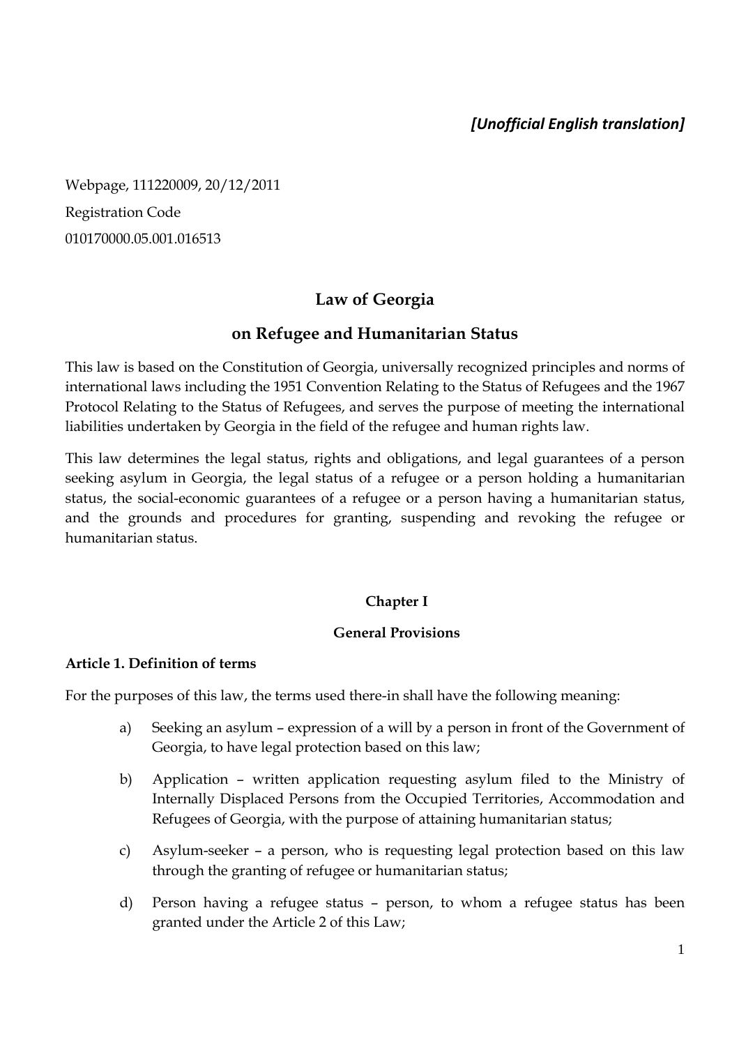*[Unofficial English translation]*

Webpage, 111220009, 20/12/2011

Registration Code

010170000.05.001.016513

# Law of Georgia

# on Refugee and Humanitarian Status

This law is based on the Constitution of Georgia, universally recognized principles and norms of international laws including the 1951 Convention Relating to the Status of Refugees and the 1967 Protocol Relating to the Status of Refugees, and serves the purpose of meeting the international liabilities undertaken by Georgia in the field of the refugee and human rights law.

This law determines the legal status, rights and obligations, and legal guarantees of a person seeking asylum in Georgia, the legal status of a refugee or a person holding a humanitarian status, the social-economic guarantees of a refugee or a person having a humanitarian status, and the grounds and procedures for granting, suspending and revoking the refugee or humanitarian status.

## Chapter I

## General Provisions

### Article 1. Definition of terms

For the purposes of this law, the terms used there-in shall have the following meaning:

a) Seeking an asylum – expression of a will by a person in front of the Government of Georgia, to have legal protection based on this law;

b) Application – written application requesting asylum filed to the Ministry of Internally Displaced Persons from the Occupied Territories, Accommodation and Refugees of Georgia, with the purpose of attaining humanitarian status;

c) Asylum-seeker – a person, who is requesting legal protection based on this law through the granting of refugee or humanitarian status;

d) Person having a refugee status – person, to whom a refugee status has been granted under the Article 2 of this Law;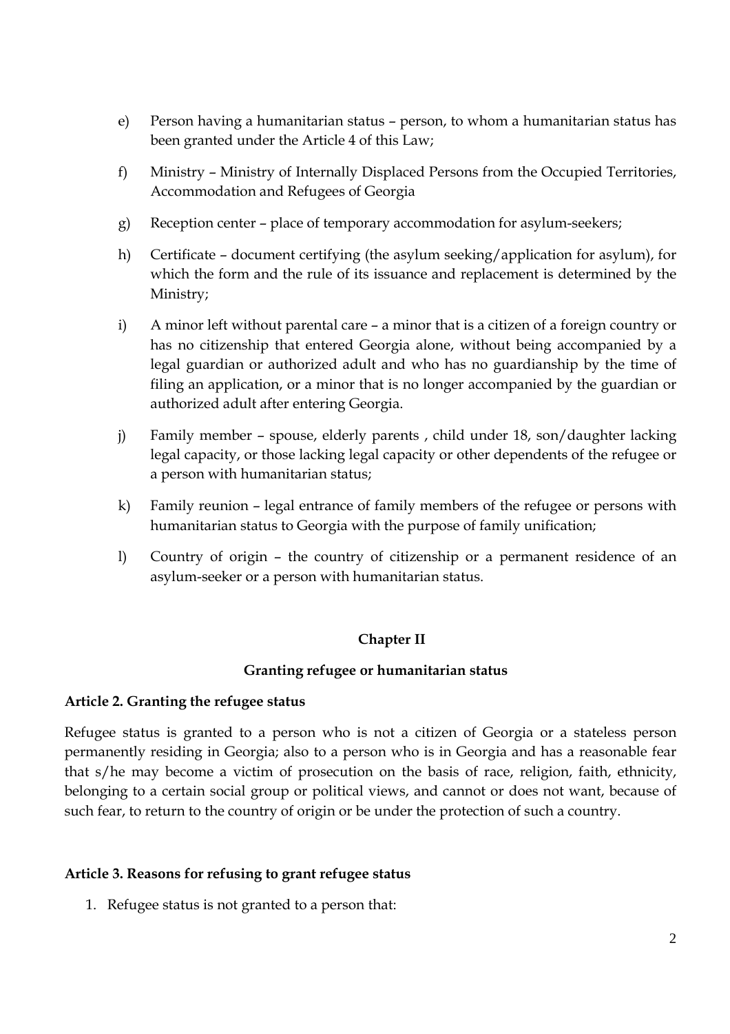e) Person having a humanitarian status – person, to whom a humanitarian status has been granted under the Article 4 of this Law;

f) Ministry – Ministry of Internally Displaced Persons from the Occupied Territories, Accommodation and Refugees of Georgia

g) Reception center – place of temporary accommodation for asylum-seekers;

h) Certificate – document certifying (the asylum seeking/application for asylum), for which the form and the rule of its issuance and replacement is determined by the Ministry;

i) A minor left without parental care – a minor that is a citizen of a foreign country or has no citizenship that entered Georgia alone, without being accompanied by a legal guardian or authorized adult and who has no guardianship by the time of filing an application, or a minor that is no longer accompanied by the guardian or authorized adult after entering Georgia.

j) Family member – spouse, elderly parents , child under 18, son/daughter lacking legal capacity, or those lacking legal capacity or other dependents of the refugee or a person with humanitarian status;

k) Family reunion – legal entrance of family members of the refugee or persons with humanitarian status to Georgia with the purpose of family unification;

l) Country of origin – the country of citizenship or a permanent residence of an asylum-seeker or a person with humanitarian status.

## Chapter II

## Granting refugee or humanitarian status

### Article 2. Granting the refugee status

Refugee status is granted to a person who is not a citizen of Georgia or a stateless person permanently residing in Georgia; also to a person who is in Georgia and has a reasonable fear that s/he may become a victim of prosecution on the basis of race, religion, faith, ethnicity, belonging to a certain social group or political views, and cannot or does not want, because of such fear, to return to the country of origin or be under the protection of such a country.

### Article 3. Reasons for refusing to grant refugee status

1. Refugee status is not granted to a person that: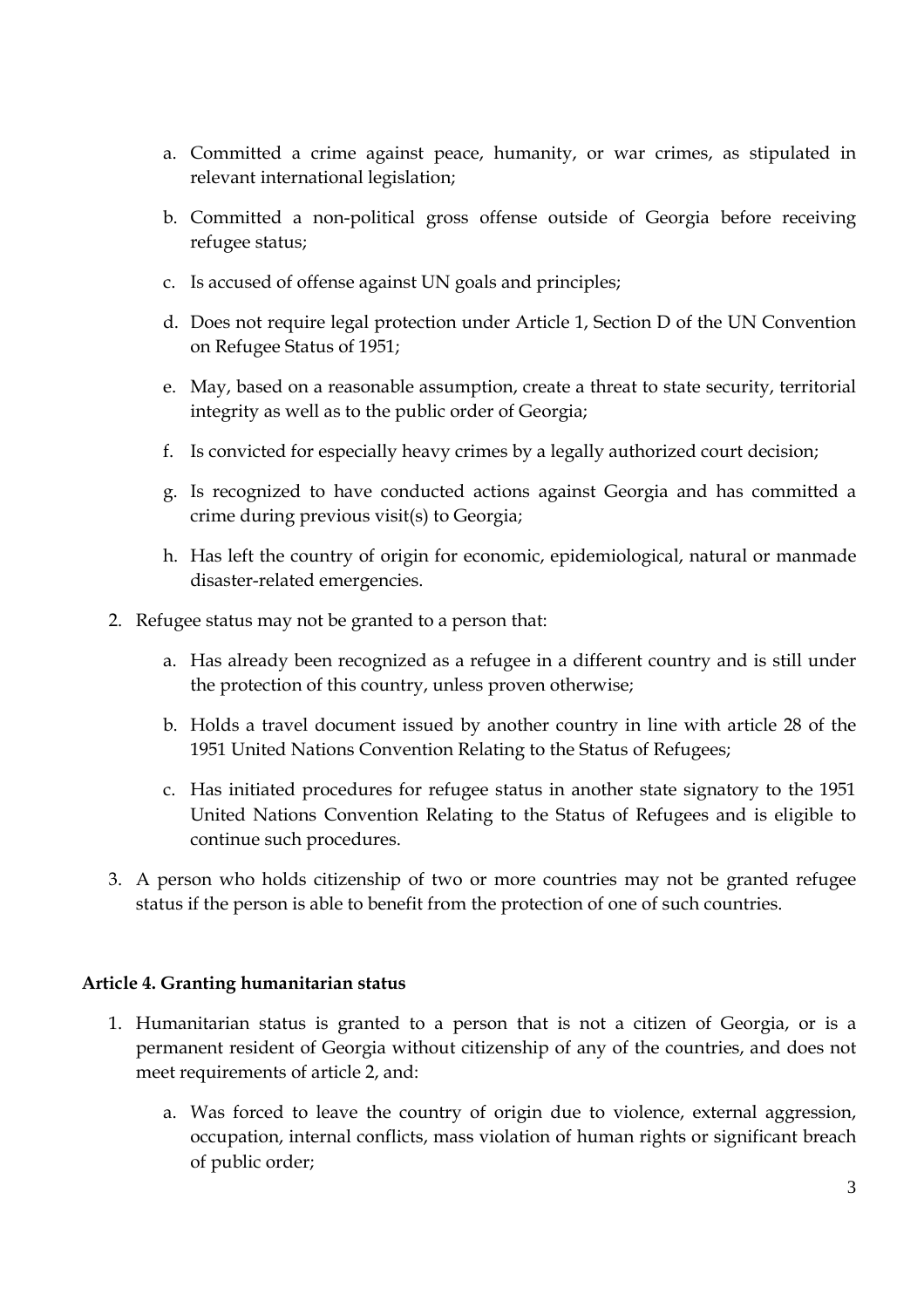a. Committed a crime against peace, humanity, or war crimes, as stipulated in relevant international legislation;

b. Committed a non-political gross offense outside of Georgia before receiving refugee status;

c. Is accused of offense against UN goals and principles;

d. Does not require legal protection under Article 1, Section D of the UN Convention on Refugee Status of 1951;

e. May, based on a reasonable assumption, create a threat to state security, territorial integrity as well as to the public order of Georgia;

f. Is convicted for especially heavy crimes by a legally authorized court decision;

g. Is recognized to have conducted actions against Georgia and has committed a crime during previous visit(s) to Georgia;

h. Has left the country of origin for economic, epidemiological, natural or manmade disaster-related emergencies.

2. Refugee status may not be granted to a person that:

   a. Has already been recognized as a refugee in a different country and is still under the protection of this country, unless proven otherwise;

   b. Holds a travel document issued by another country in line with article 28 of the 1951 United Nations Convention Relating to the Status of Refugees;

   c. Has initiated procedures for refugee status in another state signatory to the 1951 United Nations Convention Relating to the Status of Refugees and is eligible to continue such procedures.

3. A person who holds citizenship of two or more countries may not be granted refugee status if the person is able to benefit from the protection of one of such countries.

**Article 4. Granting humanitarian status**

1. Humanitarian status is granted to a person that is not a citizen of Georgia, or is a permanent resident of Georgia without citizenship of any of the countries, and does not meet requirements of article 2, and:

   a. Was forced to leave the country of origin due to violence, external aggression, occupation, internal conflicts, mass violation of human rights or significant breach of public order;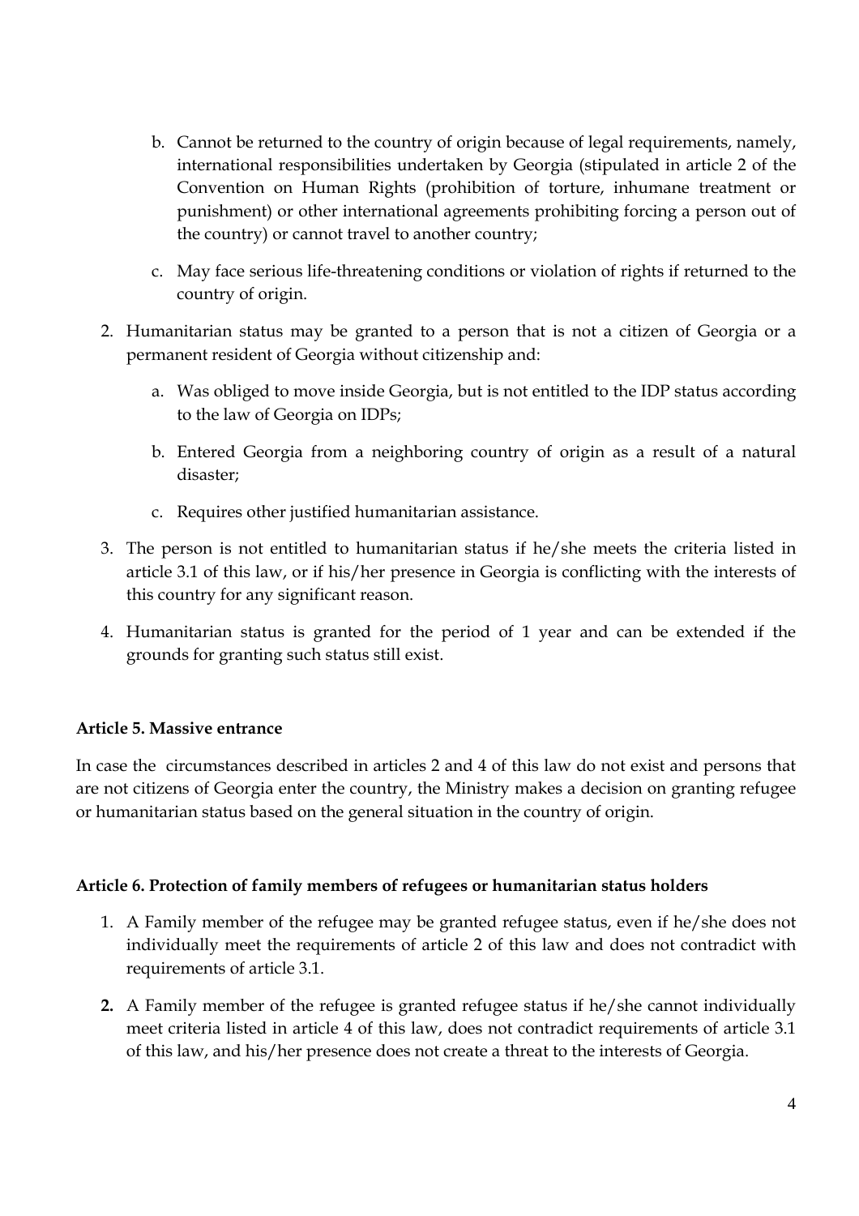b. Cannot be returned to the country of origin because of legal requirements, namely, international responsibilities undertaken by Georgia (stipulated in article 2 of the Convention on Human Rights (prohibition of torture, inhumane treatment or punishment) or other international agreements prohibiting forcing a person out of the country) or cannot travel to another country;

c. May face serious life-threatening conditions or violation of rights if returned to the country of origin.

2. Humanitarian status may be granted to a person that is not a citizen of Georgia or a permanent resident of Georgia without citizenship and:

   a. Was obliged to move inside Georgia, but is not entitled to the IDP status according to the law of Georgia on IDPs;

   b. Entered Georgia from a neighboring country of origin as a result of a natural disaster;

   c. Requires other justified humanitarian assistance.

3. The person is not entitled to humanitarian status if he/she meets the criteria listed in article 3.1 of this law, or if his/her presence in Georgia is conflicting with the interests of this country for any significant reason.

4. Humanitarian status is granted for the period of 1 year and can be extended if the grounds for granting such status still exist.

**Article 5. Massive entrance**

In case the circumstances described in articles 2 and 4 of this law do not exist and persons that are not citizens of Georgia enter the country, the Ministry makes a decision on granting refugee or humanitarian status based on the general situation in the country of origin.

**Article 6. Protection of family members of refugees or humanitarian status holders**

1. A Family member of the refugee may be granted refugee status, even if he/she does not individually meet the requirements of article 2 of this law and does not contradict with requirements of article 3.1.

2. A Family member of the refugee is granted refugee status if he/she cannot individually meet criteria listed in article 4 of this law, does not contradict requirements of article 3.1 of this law, and his/her presence does not create a threat to the interests of Georgia.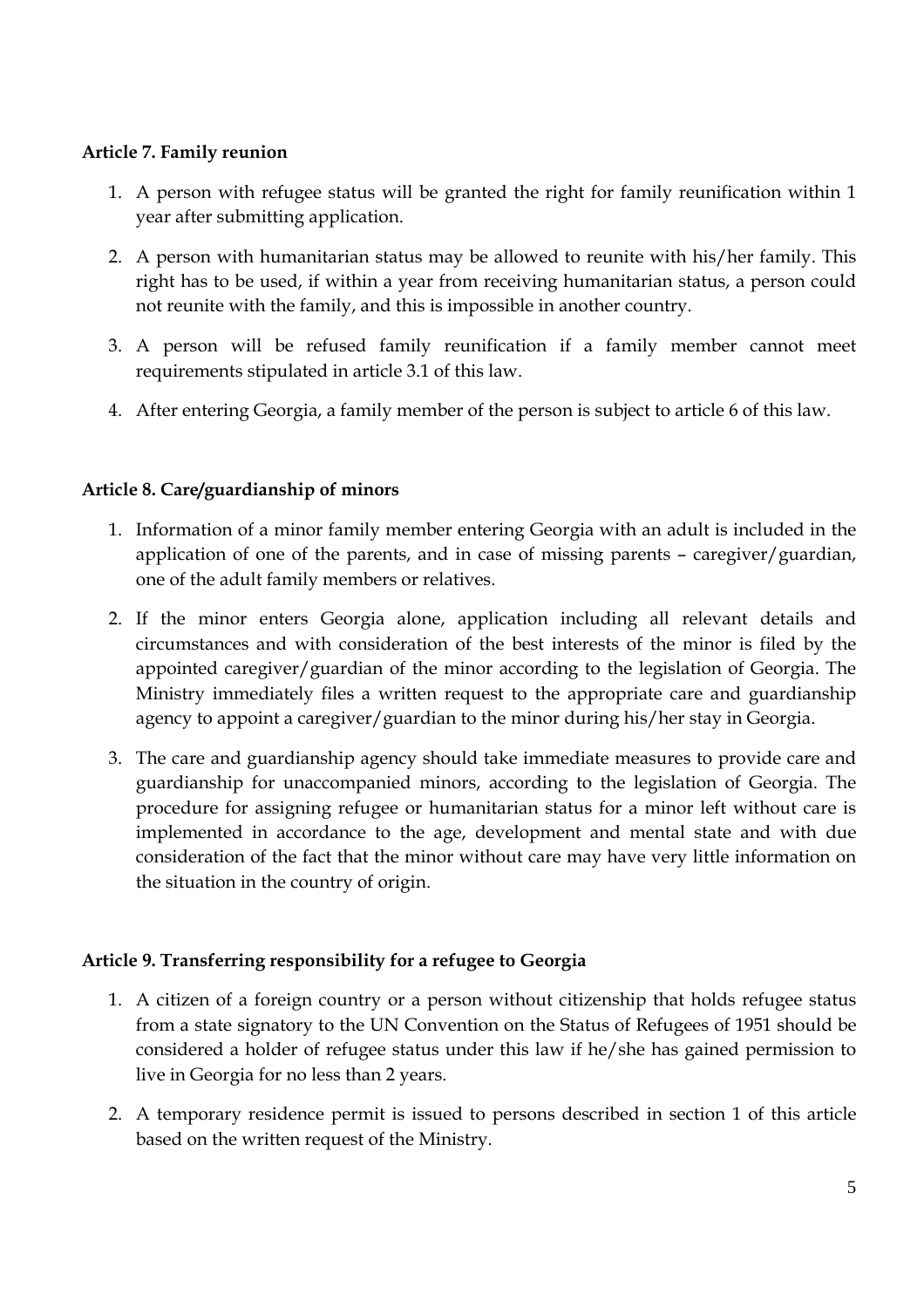**Article 7. Family reunion**

1. A person with refugee status will be granted the right for family reunification within 1 year after submitting application.
2. A person with humanitarian status may be allowed to reunite with his/her family. This right has to be used, if within a year from receiving humanitarian status, a person could not reunite with the family, and this is impossible in another country.
3. A person will be refused family reunification if a family member cannot meet requirements stipulated in article 3.1 of this law.
4. After entering Georgia, a family member of the person is subject to article 6 of this law.

**Article 8. Care/guardianship of minors**

1. Information of a minor family member entering Georgia with an adult is included in the application of one of the parents, and in case of missing parents – caregiver/guardian, one of the adult family members or relatives.
2. If the minor enters Georgia alone, application including all relevant details and circumstances and with consideration of the best interests of the minor is filed by the appointed caregiver/guardian of the minor according to the legislation of Georgia. The Ministry immediately files a written request to the appropriate care and guardianship agency to appoint a caregiver/guardian to the minor during his/her stay in Georgia.
3. The care and guardianship agency should take immediate measures to provide care and guardianship for unaccompanied minors, according to the legislation of Georgia. The procedure for assigning refugee or humanitarian status for a minor left without care is implemented in accordance to the age, development and mental state and with due consideration of the fact that the minor without care may have very little information on the situation in the country of origin.

**Article 9. Transferring responsibility for a refugee to Georgia**

1. A citizen of a foreign country or a person without citizenship that holds refugee status from a state signatory to the UN Convention on the Status of Refugees of 1951 should be considered a holder of refugee status under this law if he/she has gained permission to live in Georgia for no less than 2 years.
2. A temporary residence permit is issued to persons described in section 1 of this article based on the written request of the Ministry.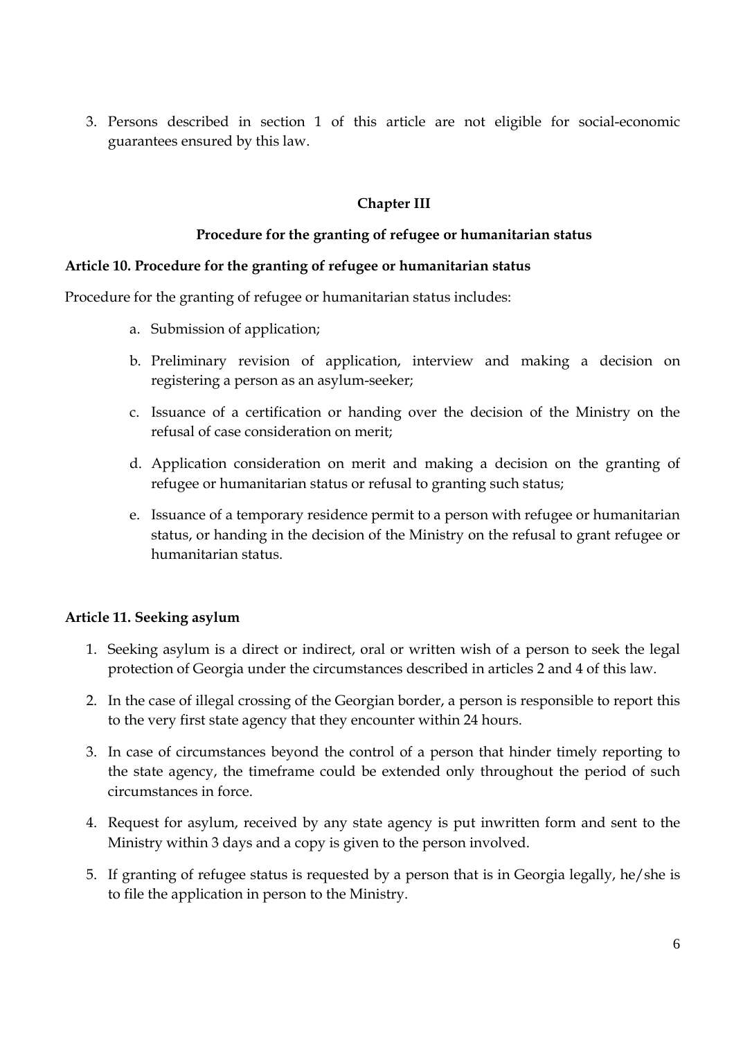3. Persons described in section 1 of this article are not eligible for social-economic guarantees ensured by this law.

## Chapter III

## Procedure for the granting of refugee or humanitarian status

### Article 10. Procedure for the granting of refugee or humanitarian status

Procedure for the granting of refugee or humanitarian status includes:

a. Submission of application;
b. Preliminary revision of application, interview and making a decision on registering a person as an asylum-seeker;
c. Issuance of a certification or handing over the decision of the Ministry on the refusal of case consideration on merit;
d. Application consideration on merit and making a decision on the granting of refugee or humanitarian status or refusal to granting such status;
e. Issuance of a temporary residence permit to a person with refugee or humanitarian status, or handing in the decision of the Ministry on the refusal to grant refugee or humanitarian status.

### Article 11. Seeking asylum

1. Seeking asylum is a direct or indirect, oral or written wish of a person to seek the legal protection of Georgia under the circumstances described in articles 2 and 4 of this law.
2. In the case of illegal crossing of the Georgian border, a person is responsible to report this to the very first state agency that they encounter within 24 hours.
3. In case of circumstances beyond the control of a person that hinder timely reporting to the state agency, the timeframe could be extended only throughout the period of such circumstances in force.
4. Request for asylum, received by any state agency is put inwritten form and sent to the Ministry within 3 days and a copy is given to the person involved.
5. If granting of refugee status is requested by a person that is in Georgia legally, he/she is to file the application in person to the Ministry.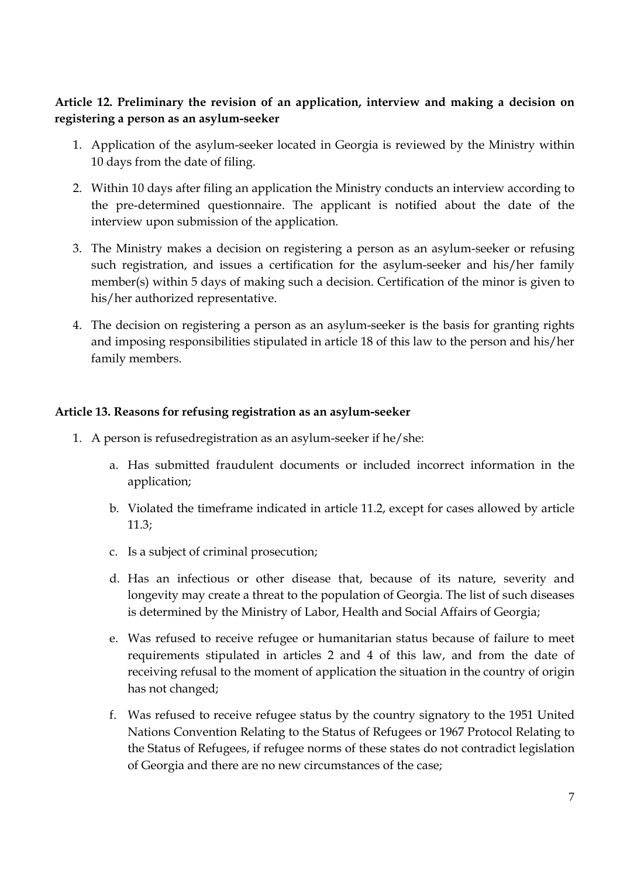**Article 12. Preliminary the revision of an application, interview and making a decision on registering a person as an asylum-seeker**

1. Application of the asylum-seeker located in Georgia is reviewed by the Ministry within 10 days from the date of filing.
2. Within 10 days after filing an application the Ministry conducts an interview according to the pre-determined questionnaire. The applicant is notified about the date of the interview upon submission of the application.
3. The Ministry makes a decision on registering a person as an asylum-seeker or refusing such registration, and issues a certification for the asylum-seeker and his/her family member(s) within 5 days of making such a decision. Certification of the minor is given to his/her authorized representative.
4. The decision on registering a person as an asylum-seeker is the basis for granting rights and imposing responsibilities stipulated in article 18 of this law to the person and his/her family members.

**Article 13. Reasons for refusing registration as an asylum-seeker**

1. A person is refusedregistration as an asylum-seeker if he/she:
   a. Has submitted fraudulent documents or included incorrect information in the application;
   b. Violated the timeframe indicated in article 11.2, except for cases allowed by article 11.3;
   c. Is a subject of criminal prosecution;
   d. Has an infectious or other disease that, because of its nature, severity and longevity may create a threat to the population of Georgia. The list of such diseases is determined by the Ministry of Labor, Health and Social Affairs of Georgia;
   e. Was refused to receive refugee or humanitarian status because of failure to meet requirements stipulated in articles 2 and 4 of this law, and from the date of receiving refusal to the moment of application the situation in the country of origin has not changed;
   f. Was refused to receive refugee status by the country signatory to the 1951 United Nations Convention Relating to the Status of Refugees or 1967 Protocol Relating to the Status of Refugees, if refugee norms of these states do not contradict legislation of Georgia and there are no new circumstances of the case;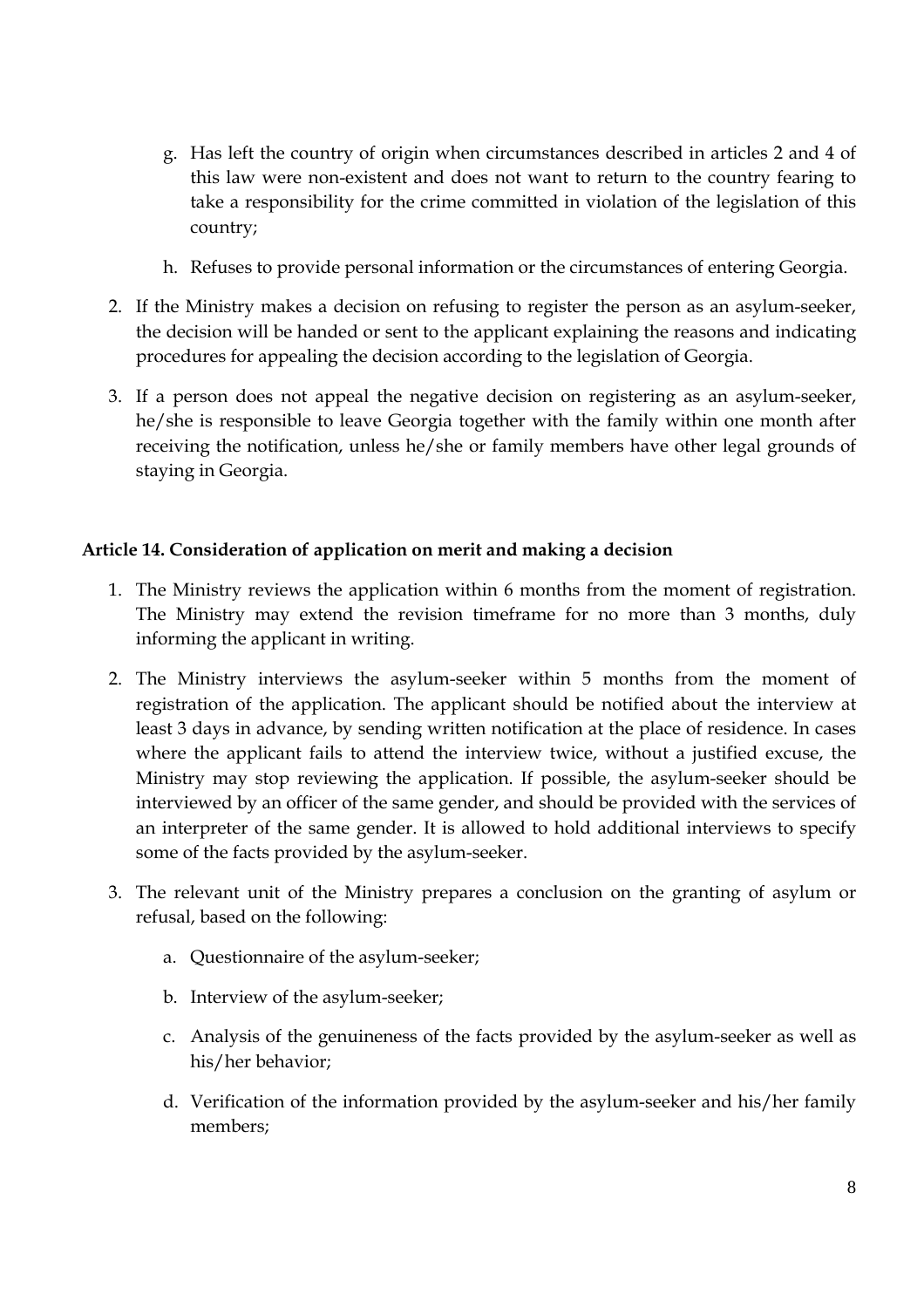g. Has left the country of origin when circumstances described in articles 2 and 4 of this law were non-existent and does not want to return to the country fearing to take a responsibility for the crime committed in violation of the legislation of this country;

h. Refuses to provide personal information or the circumstances of entering Georgia.

2. If the Ministry makes a decision on refusing to register the person as an asylum-seeker, the decision will be handed or sent to the applicant explaining the reasons and indicating procedures for appealing the decision according to the legislation of Georgia.

3. If a person does not appeal the negative decision on registering as an asylum-seeker, he/she is responsible to leave Georgia together with the family within one month after receiving the notification, unless he/she or family members have other legal grounds of staying in Georgia.

**Article 14. Consideration of application on merit and making a decision**

1. The Ministry reviews the application within 6 months from the moment of registration. The Ministry may extend the revision timeframe for no more than 3 months, duly informing the applicant in writing.

2. The Ministry interviews the asylum-seeker within 5 months from the moment of registration of the application. The applicant should be notified about the interview at least 3 days in advance, by sending written notification at the place of residence. In cases where the applicant fails to attend the interview twice, without a justified excuse, the Ministry may stop reviewing the application. If possible, the asylum-seeker should be interviewed by an officer of the same gender, and should be provided with the services of an interpreter of the same gender. It is allowed to hold additional interviews to specify some of the facts provided by the asylum-seeker.

3. The relevant unit of the Ministry prepares a conclusion on the granting of asylum or refusal, based on the following:

   a. Questionnaire of the asylum-seeker;

   b. Interview of the asylum-seeker;

   c. Analysis of the genuineness of the facts provided by the asylum-seeker as well as his/her behavior;

   d. Verification of the information provided by the asylum-seeker and his/her family members;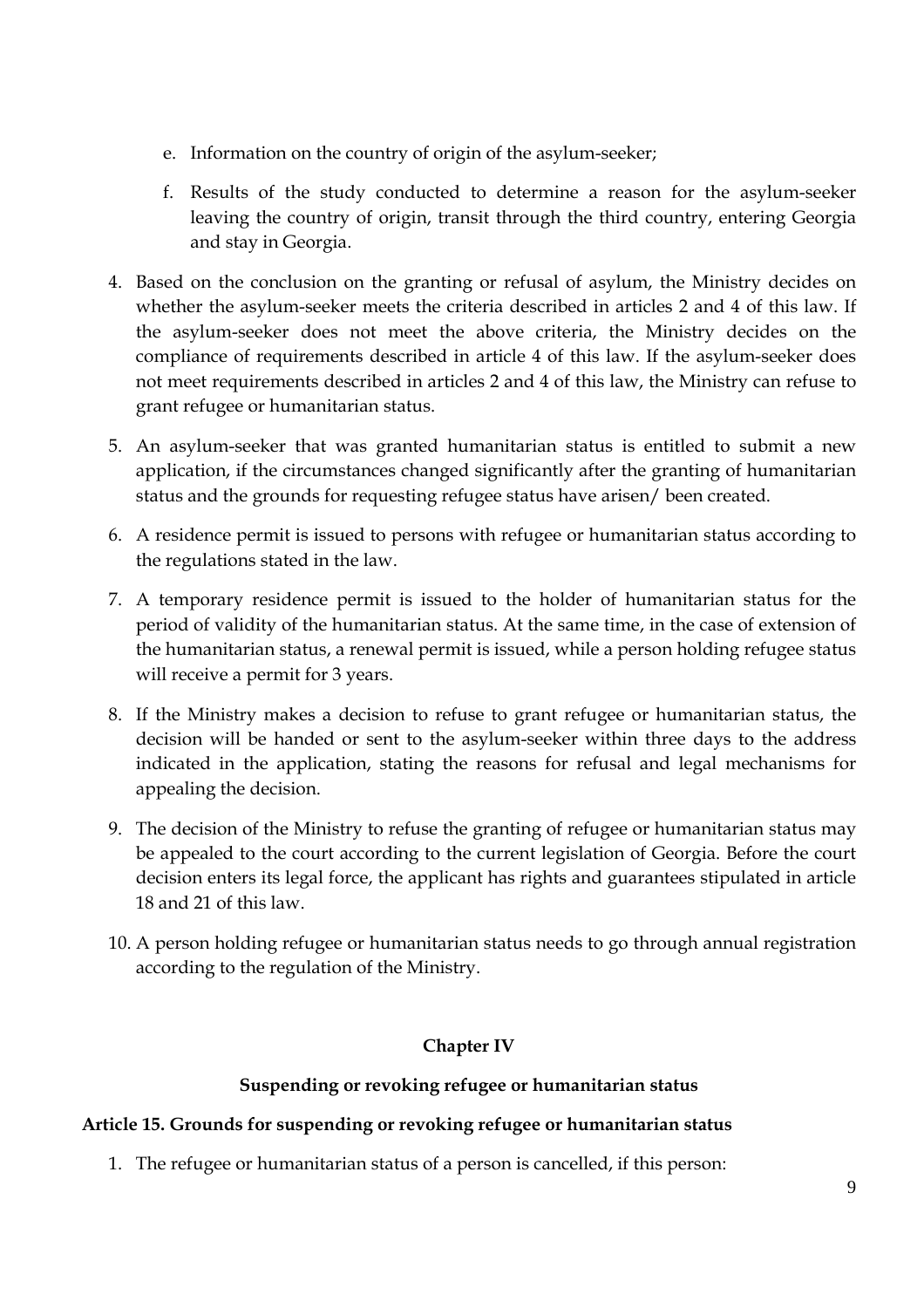e. Information on the country of origin of the asylum-seeker;

f. Results of the study conducted to determine a reason for the asylum-seeker leaving the country of origin, transit through the third country, entering Georgia and stay in Georgia.

4. Based on the conclusion on the granting or refusal of asylum, the Ministry decides on whether the asylum-seeker meets the criteria described in articles 2 and 4 of this law. If the asylum-seeker does not meet the above criteria, the Ministry decides on the compliance of requirements described in article 4 of this law. If the asylum-seeker does not meet requirements described in articles 2 and 4 of this law, the Ministry can refuse to grant refugee or humanitarian status.

5. An asylum-seeker that was granted humanitarian status is entitled to submit a new application, if the circumstances changed significantly after the granting of humanitarian status and the grounds for requesting refugee status have arisen/ been created.

6. A residence permit is issued to persons with refugee or humanitarian status according to the regulations stated in the law.

7. A temporary residence permit is issued to the holder of humanitarian status for the period of validity of the humanitarian status. At the same time, in the case of extension of the humanitarian status, a renewal permit is issued, while a person holding refugee status will receive a permit for 3 years.

8. If the Ministry makes a decision to refuse to grant refugee or humanitarian status, the decision will be handed or sent to the asylum-seeker within three days to the address indicated in the application, stating the reasons for refusal and legal mechanisms for appealing the decision.

9. The decision of the Ministry to refuse the granting of refugee or humanitarian status may be appealed to the court according to the current legislation of Georgia. Before the court decision enters its legal force, the applicant has rights and guarantees stipulated in article 18 and 21 of this law.

10. A person holding refugee or humanitarian status needs to go through annual registration according to the regulation of the Ministry.

## Chapter IV

### Suspending or revoking refugee or humanitarian status

#### Article 15. Grounds for suspending or revoking refugee or humanitarian status

1. The refugee or humanitarian status of a person is cancelled, if this person: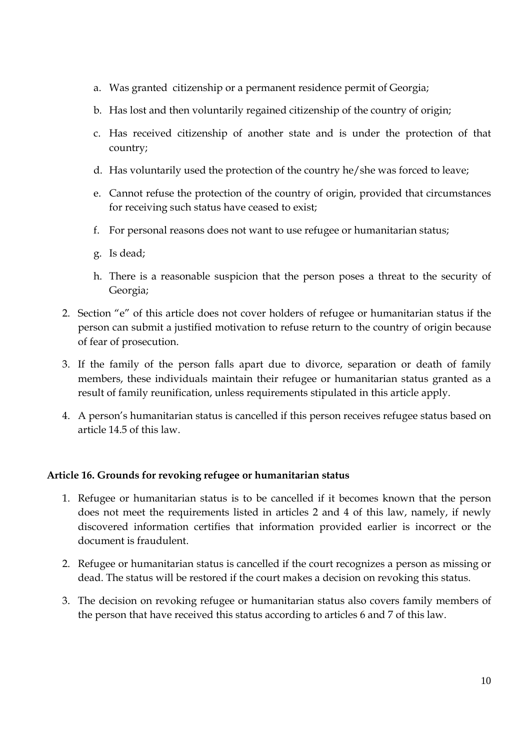a. Was granted  citizenship or a permanent residence permit of Georgia;

b. Has lost and then voluntarily regained citizenship of the country of origin;

c. Has received citizenship of another state and is under the protection of that country;

d. Has voluntarily used the protection of the country he/she was forced to leave;

e. Cannot refuse the protection of the country of origin, provided that circumstances for receiving such status have ceased to exist;

f. For personal reasons does not want to use refugee or humanitarian status;

g. Is dead;

h. There is a reasonable suspicion that the person poses a threat to the security of Georgia;

2. Section "e" of this article does not cover holders of refugee or humanitarian status if the person can submit a justified motivation to refuse return to the country of origin because of fear of prosecution.

3. If the family of the person falls apart due to divorce, separation or death of family members, these individuals maintain their refugee or humanitarian status granted as a result of family reunification, unless requirements stipulated in this article apply.

4. A person's humanitarian status is cancelled if this person receives refugee status based on article 14.5 of this law.

**Article 16. Grounds for revoking refugee or humanitarian status**

1. Refugee or humanitarian status is to be cancelled if it becomes known that the person does not meet the requirements listed in articles 2 and 4 of this law, namely, if newly discovered information certifies that information provided earlier is incorrect or the document is fraudulent.

2. Refugee or humanitarian status is cancelled if the court recognizes a person as missing or dead. The status will be restored if the court makes a decision on revoking this status.

3. The decision on revoking refugee or humanitarian status also covers family members of the person that have received this status according to articles 6 and 7 of this law.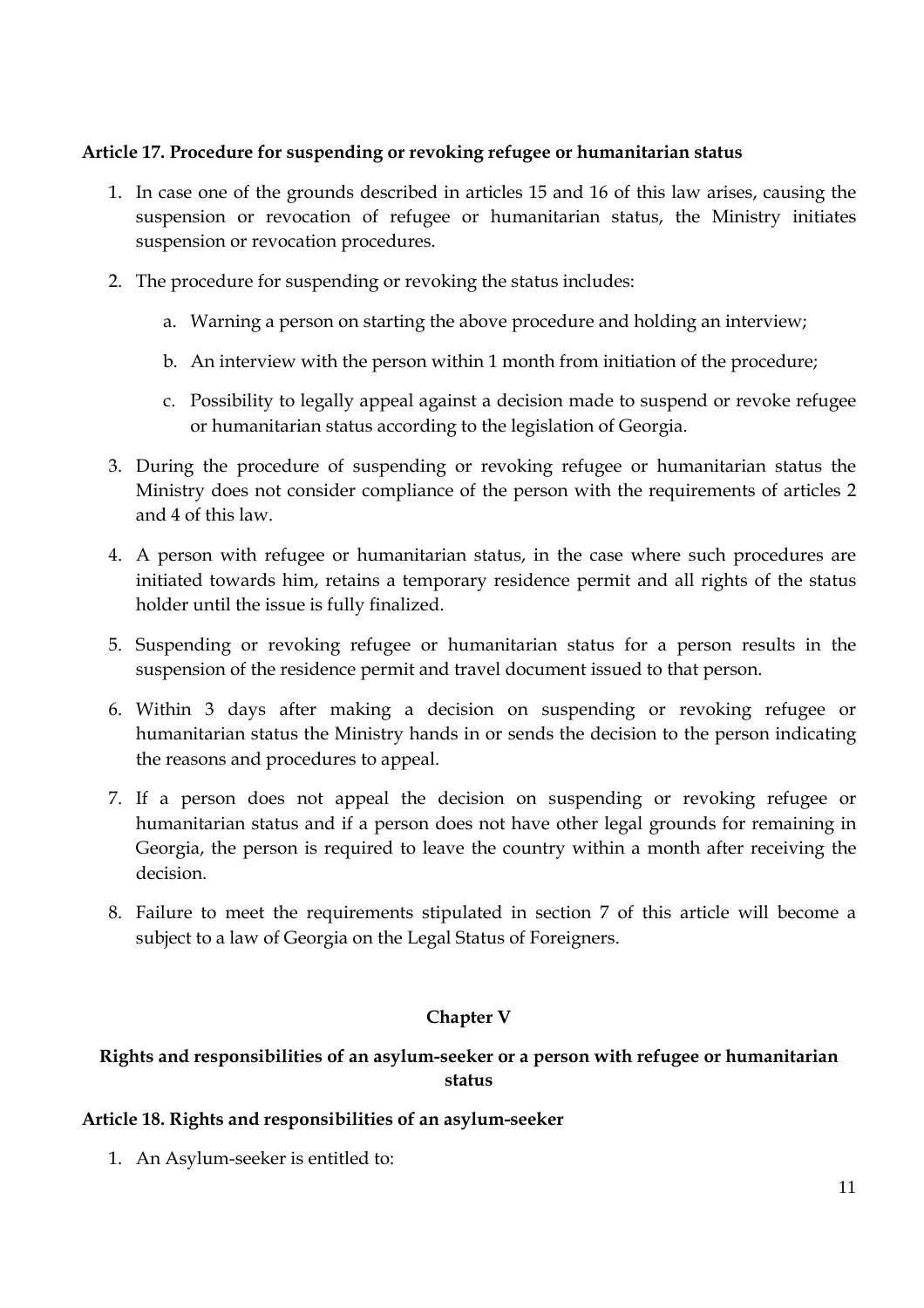**Article 17. Procedure for suspending or revoking refugee or humanitarian status**

1. In case one of the grounds described in articles 15 and 16 of this law arises, causing the suspension or revocation of refugee or humanitarian status, the Ministry initiates suspension or revocation procedures.
2. The procedure for suspending or revoking the status includes:
   a. Warning a person on starting the above procedure and holding an interview;
   b. An interview with the person within 1 month from initiation of the procedure;
   c. Possibility to legally appeal against a decision made to suspend or revoke refugee or humanitarian status according to the legislation of Georgia.
3. During the procedure of suspending or revoking refugee or humanitarian status the Ministry does not consider compliance of the person with the requirements of articles 2 and 4 of this law.
4. A person with refugee or humanitarian status, in the case where such procedures are initiated towards him, retains a temporary residence permit and all rights of the status holder until the issue is fully finalized.
5. Suspending or revoking refugee or humanitarian status for a person results in the suspension of the residence permit and travel document issued to that person.
6. Within 3 days after making a decision on suspending or revoking refugee or humanitarian status the Ministry hands in or sends the decision to the person indicating the reasons and procedures to appeal.
7. If a person does not appeal the decision on suspending or revoking refugee or humanitarian status and if a person does not have other legal grounds for remaining in Georgia, the person is required to leave the country within a month after receiving the decision.
8. Failure to meet the requirements stipulated in section 7 of this article will become a subject to a law of Georgia on the Legal Status of Foreigners.

## Chapter V

## Rights and responsibilities of an asylum-seeker or a person with refugee or humanitarian status

**Article 18. Rights and responsibilities of an asylum-seeker**

1. An Asylum-seeker is entitled to: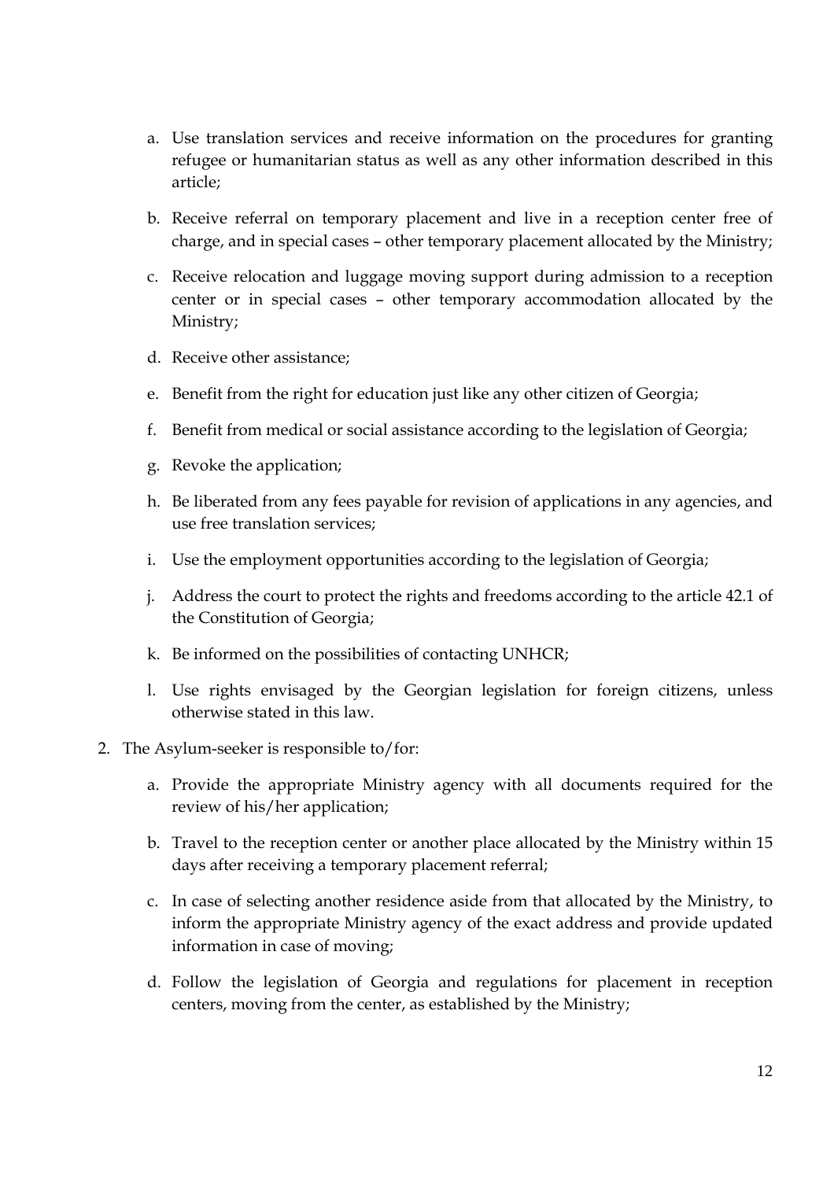a. Use translation services and receive information on the procedures for granting refugee or humanitarian status as well as any other information described in this article;

b. Receive referral on temporary placement and live in a reception center free of charge, and in special cases – other temporary placement allocated by the Ministry;

c. Receive relocation and luggage moving support during admission to a reception center or in special cases – other temporary accommodation allocated by the Ministry;

d. Receive other assistance;

e. Benefit from the right for education just like any other citizen of Georgia;

f. Benefit from medical or social assistance according to the legislation of Georgia;

g. Revoke the application;

h. Be liberated from any fees payable for revision of applications in any agencies, and use free translation services;

i. Use the employment opportunities according to the legislation of Georgia;

j. Address the court to protect the rights and freedoms according to the article 42.1 of the Constitution of Georgia;

k. Be informed on the possibilities of contacting UNHCR;

l. Use rights envisaged by the Georgian legislation for foreign citizens, unless otherwise stated in this law.

2. The Asylum-seeker is responsible to/for:

   a. Provide the appropriate Ministry agency with all documents required for the review of his/her application;

   b. Travel to the reception center or another place allocated by the Ministry within 15 days after receiving a temporary placement referral;

   c. In case of selecting another residence aside from that allocated by the Ministry, to inform the appropriate Ministry agency of the exact address and provide updated information in case of moving;

   d. Follow the legislation of Georgia and regulations for placement in reception centers, moving from the center, as established by the Ministry;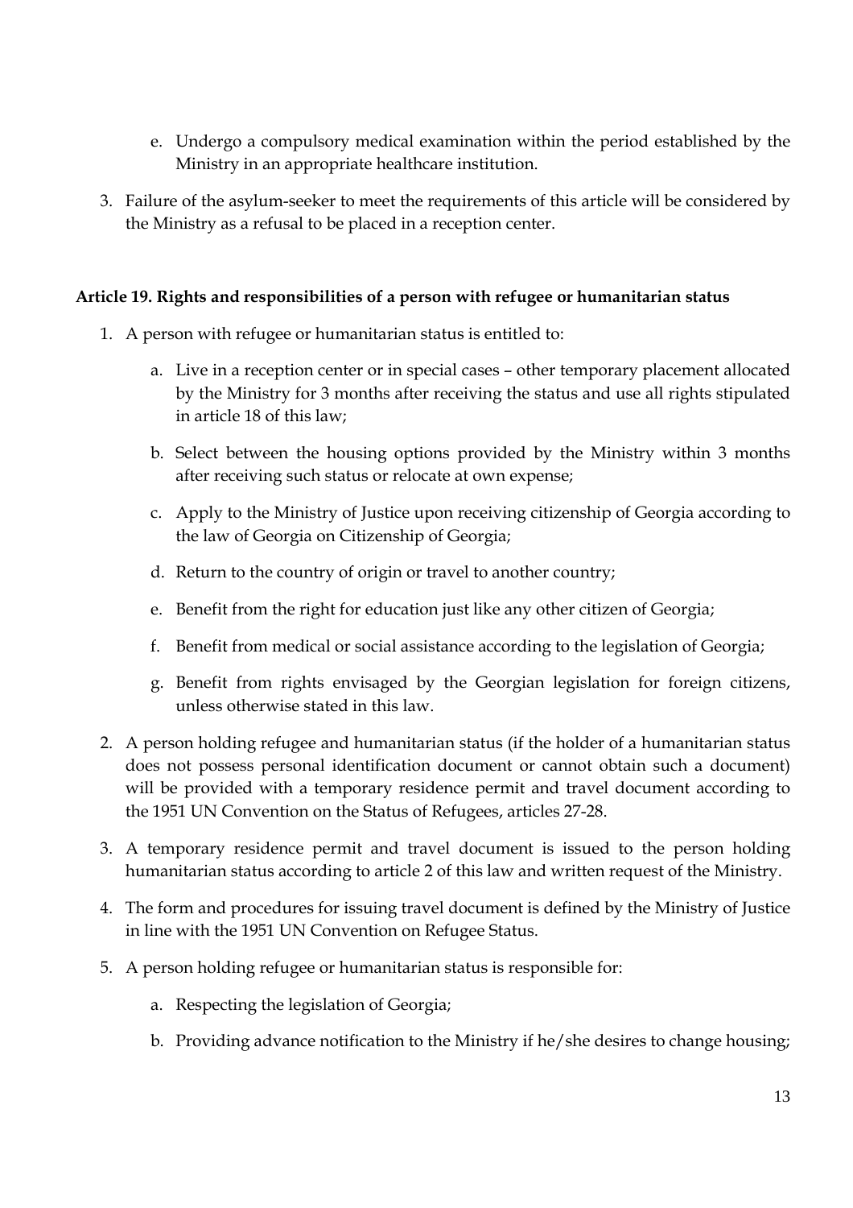e. Undergo a compulsory medical examination within the period established by the Ministry in an appropriate healthcare institution.

3. Failure of the asylum-seeker to meet the requirements of this article will be considered by the Ministry as a refusal to be placed in a reception center.

**Article 19. Rights and responsibilities of a person with refugee or humanitarian status**

1. A person with refugee or humanitarian status is entitled to:

   a. Live in a reception center or in special cases – other temporary placement allocated by the Ministry for 3 months after receiving the status and use all rights stipulated in article 18 of this law;

   b. Select between the housing options provided by the Ministry within 3 months after receiving such status or relocate at own expense;

   c. Apply to the Ministry of Justice upon receiving citizenship of Georgia according to the law of Georgia on Citizenship of Georgia;

   d. Return to the country of origin or travel to another country;

   e. Benefit from the right for education just like any other citizen of Georgia;

   f. Benefit from medical or social assistance according to the legislation of Georgia;

   g. Benefit from rights envisaged by the Georgian legislation for foreign citizens, unless otherwise stated in this law.

2. A person holding refugee and humanitarian status (if the holder of a humanitarian status does not possess personal identification document or cannot obtain such a document) will be provided with a temporary residence permit and travel document according to the 1951 UN Convention on the Status of Refugees, articles 27-28.

3. A temporary residence permit and travel document is issued to the person holding humanitarian status according to article 2 of this law and written request of the Ministry.

4. The form and procedures for issuing travel document is defined by the Ministry of Justice in line with the 1951 UN Convention on Refugee Status.

5. A person holding refugee or humanitarian status is responsible for:

   a. Respecting the legislation of Georgia;

   b. Providing advance notification to the Ministry if he/she desires to change housing;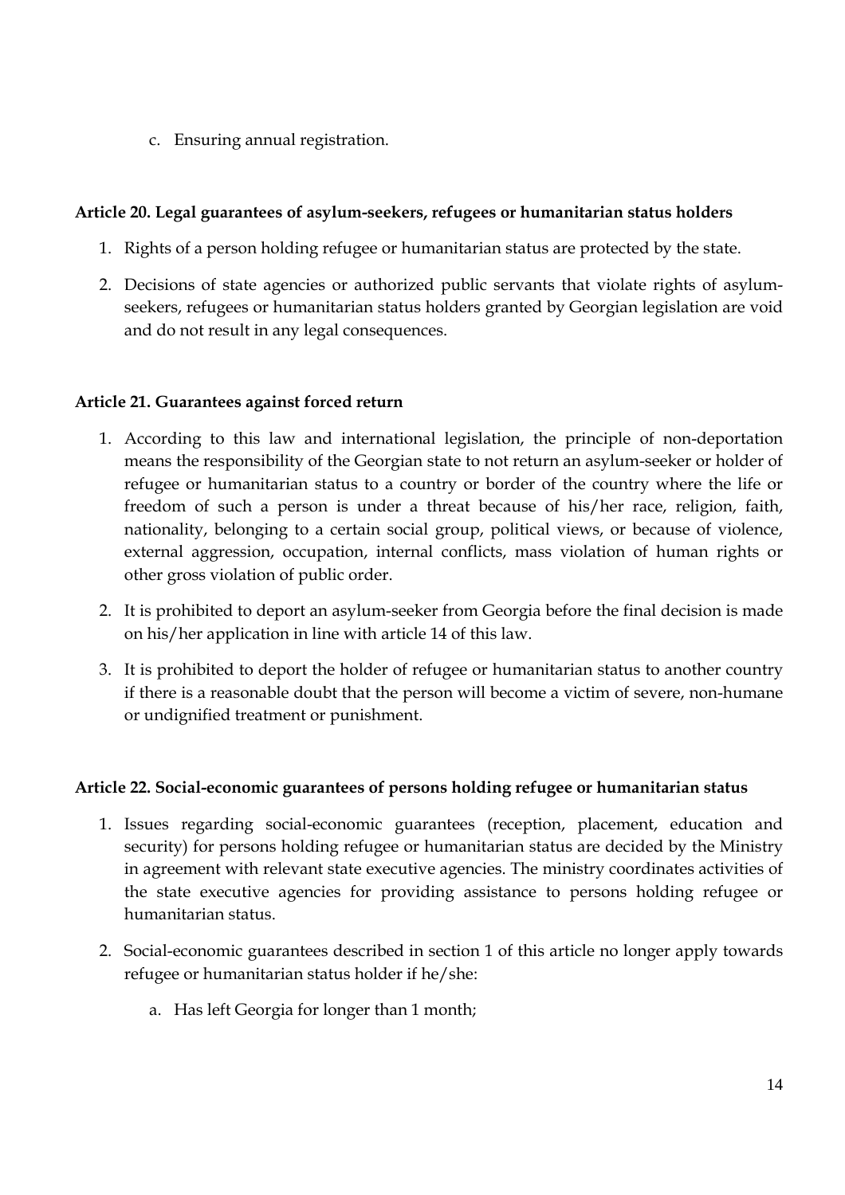c. Ensuring annual registration.

**Article 20. Legal guarantees of asylum-seekers, refugees or humanitarian status holders**

1. Rights of a person holding refugee or humanitarian status are protected by the state.
2. Decisions of state agencies or authorized public servants that violate rights of asylum-seekers, refugees or humanitarian status holders granted by Georgian legislation are void and do not result in any legal consequences.

**Article 21. Guarantees against forced return**

1. According to this law and international legislation, the principle of non-deportation means the responsibility of the Georgian state to not return an asylum-seeker or holder of refugee or humanitarian status to a country or border of the country where the life or freedom of such a person is under a threat because of his/her race, religion, faith, nationality, belonging to a certain social group, political views, or because of violence, external aggression, occupation, internal conflicts, mass violation of human rights or other gross violation of public order.
2. It is prohibited to deport an asylum-seeker from Georgia before the final decision is made on his/her application in line with article 14 of this law.
3. It is prohibited to deport the holder of refugee or humanitarian status to another country if there is a reasonable doubt that the person will become a victim of severe, non-humane or undignified treatment or punishment.

**Article 22. Social-economic guarantees of persons holding refugee or humanitarian status**

1. Issues regarding social-economic guarantees (reception, placement, education and security) for persons holding refugee or humanitarian status are decided by the Ministry in agreement with relevant state executive agencies. The ministry coordinates activities of the state executive agencies for providing assistance to persons holding refugee or humanitarian status.
2. Social-economic guarantees described in section 1 of this article no longer apply towards refugee or humanitarian status holder if he/she:
   a. Has left Georgia for longer than 1 month;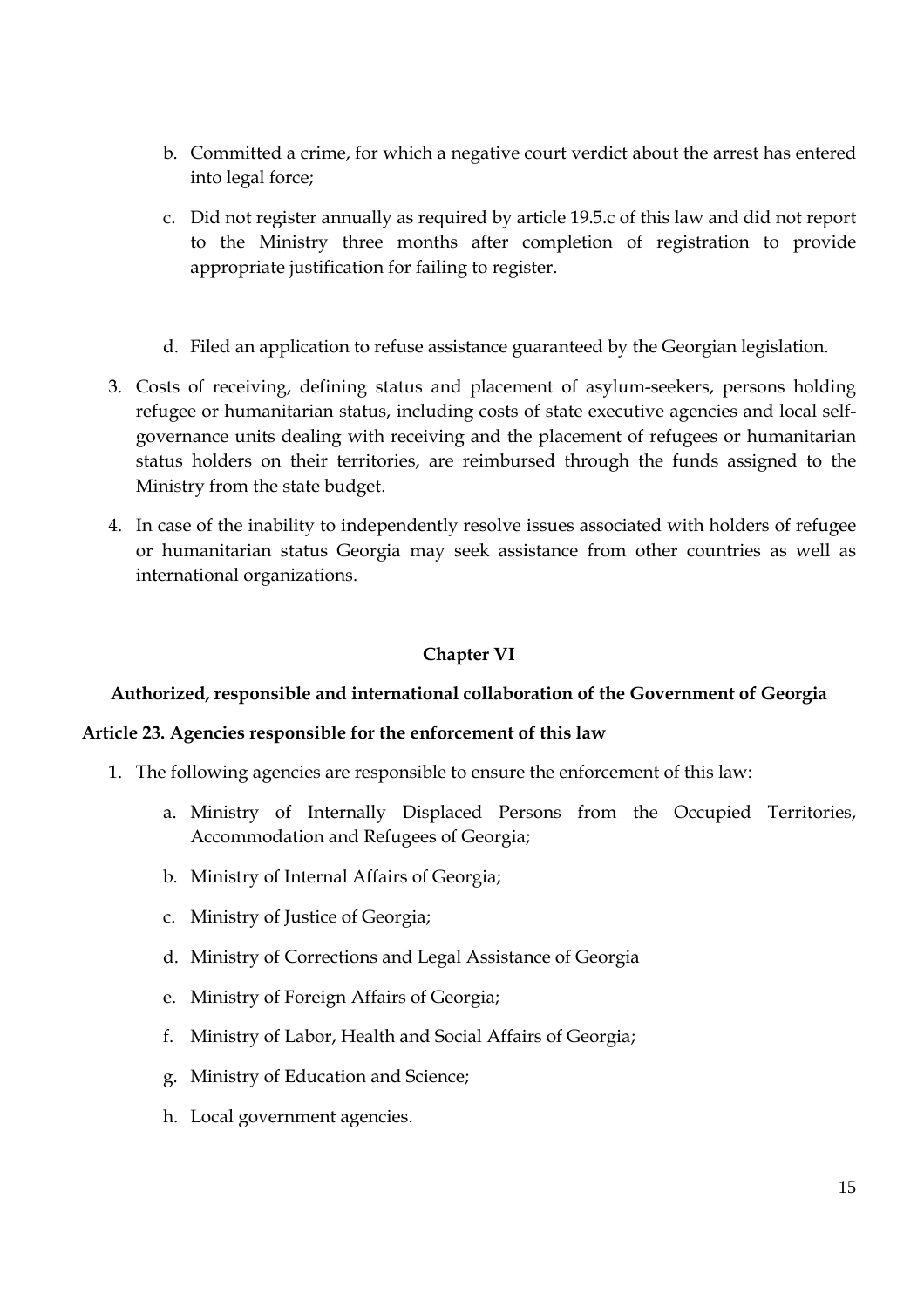b. Committed a crime, for which a negative court verdict about the arrest has entered into legal force;

c. Did not register annually as required by article 19.5.c of this law and did not report to the Ministry three months after completion of registration to provide appropriate justification for failing to register.

d. Filed an application to refuse assistance guaranteed by the Georgian legislation.

3. Costs of receiving, defining status and placement of asylum-seekers, persons holding refugee or humanitarian status, including costs of state executive agencies and local self-governance units dealing with receiving and the placement of refugees or humanitarian status holders on their territories, are reimbursed through the funds assigned to the Ministry from the state budget.

4. In case of the inability to independently resolve issues associated with holders of refugee or humanitarian status Georgia may seek assistance from other countries as well as international organizations.

## Chapter VI

## Authorized, responsible and international collaboration of the Government of Georgia

### Article 23. Agencies responsible for the enforcement of this law

1. The following agencies are responsible to ensure the enforcement of this law:

   a. Ministry of Internally Displaced Persons from the Occupied Territories, Accommodation and Refugees of Georgia;

   b. Ministry of Internal Affairs of Georgia;

   c. Ministry of Justice of Georgia;

   d. Ministry of Corrections and Legal Assistance of Georgia

   e. Ministry of Foreign Affairs of Georgia;

   f. Ministry of Labor, Health and Social Affairs of Georgia;

   g. Ministry of Education and Science;

   h. Local government agencies.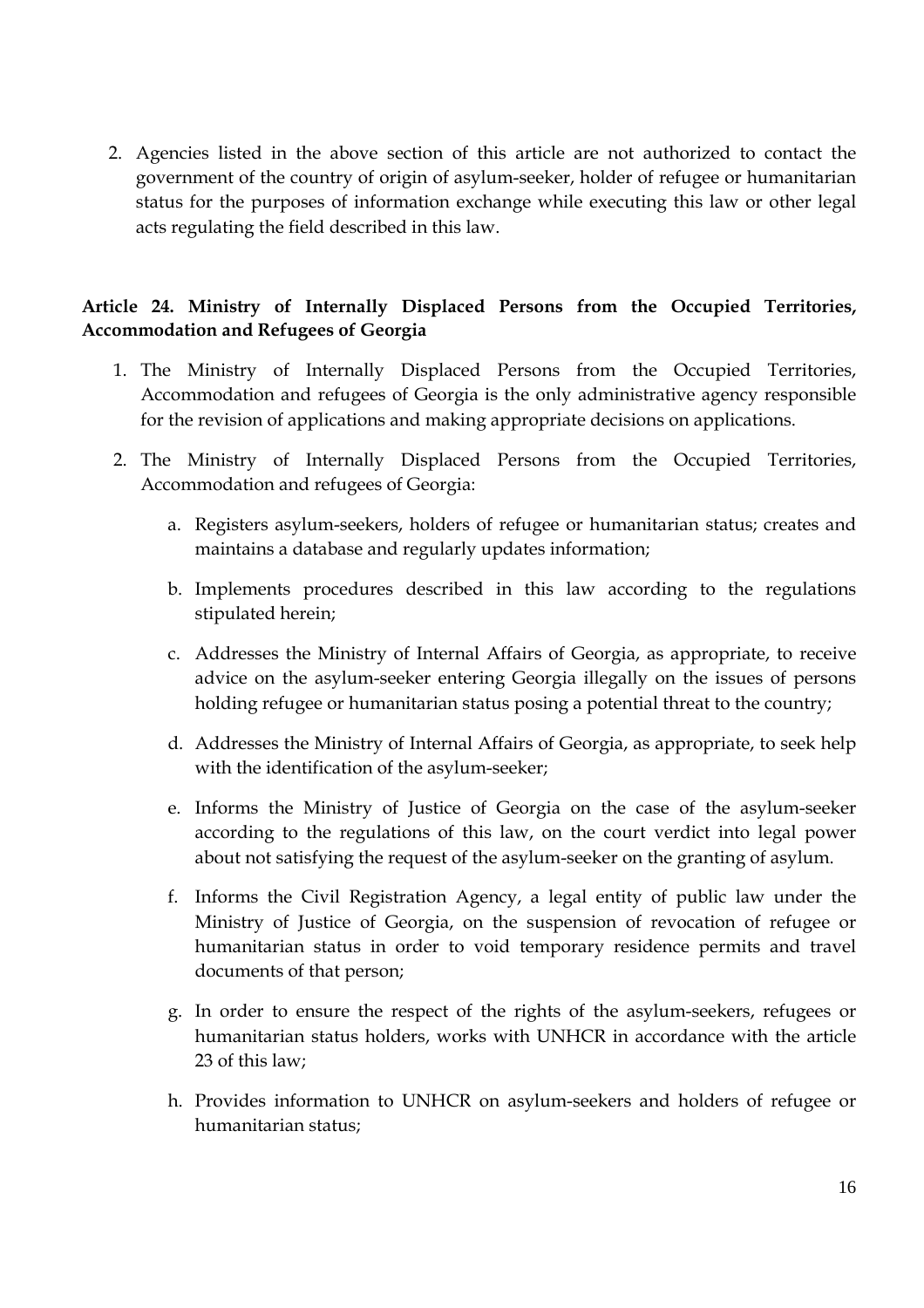2. Agencies listed in the above section of this article are not authorized to contact the government of the country of origin of asylum-seeker, holder of refugee or humanitarian status for the purposes of information exchange while executing this law or other legal acts regulating the field described in this law.

### Article 24. Ministry of Internally Displaced Persons from the Occupied Territories, Accommodation and Refugees of Georgia

1. The Ministry of Internally Displaced Persons from the Occupied Territories, Accommodation and refugees of Georgia is the only administrative agency responsible for the revision of applications and making appropriate decisions on applications.
2. The Ministry of Internally Displaced Persons from the Occupied Territories, Accommodation and refugees of Georgia:
   a. Registers asylum-seekers, holders of refugee or humanitarian status; creates and maintains a database and regularly updates information;
   
   b. Implements procedures described in this law according to the regulations stipulated herein;
   
   c. Addresses the Ministry of Internal Affairs of Georgia, as appropriate, to receive advice on the asylum-seeker entering Georgia illegally on the issues of persons holding refugee or humanitarian status posing a potential threat to the country;
   
   d. Addresses the Ministry of Internal Affairs of Georgia, as appropriate, to seek help with the identification of the asylum-seeker;
   
   e. Informs the Ministry of Justice of Georgia on the case of the asylum-seeker according to the regulations of this law, on the court verdict into legal power about not satisfying the request of the asylum-seeker on the granting of asylum.
   
   f. Informs the Civil Registration Agency, a legal entity of public law under the Ministry of Justice of Georgia, on the suspension of revocation of refugee or humanitarian status in order to void temporary residence permits and travel documents of that person;
   
   g. In order to ensure the respect of the rights of the asylum-seekers, refugees or humanitarian status holders, works with UNHCR in accordance with the article 23 of this law;
   
   h. Provides information to UNHCR on asylum-seekers and holders of refugee or humanitarian status;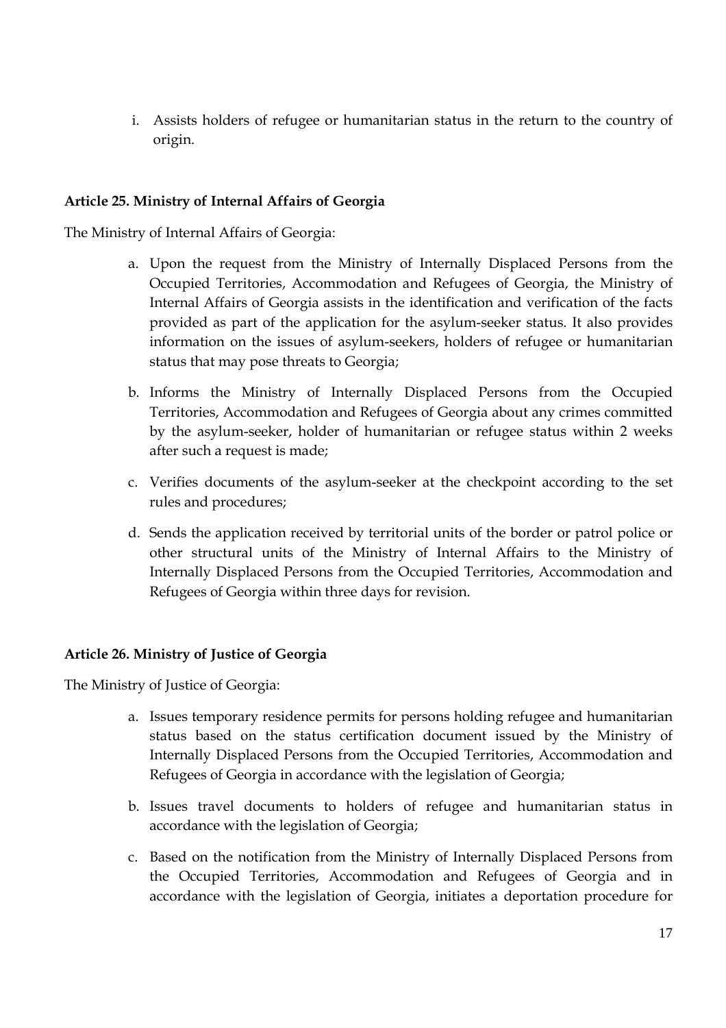i. Assists holders of refugee or humanitarian status in the return to the country of origin.

**Article 25. Ministry of Internal Affairs of Georgia**

The Ministry of Internal Affairs of Georgia:

a. Upon the request from the Ministry of Internally Displaced Persons from the Occupied Territories, Accommodation and Refugees of Georgia, the Ministry of Internal Affairs of Georgia assists in the identification and verification of the facts provided as part of the application for the asylum-seeker status. It also provides information on the issues of asylum-seekers, holders of refugee or humanitarian status that may pose threats to Georgia;

b. Informs the Ministry of Internally Displaced Persons from the Occupied Territories, Accommodation and Refugees of Georgia about any crimes committed by the asylum-seeker, holder of humanitarian or refugee status within 2 weeks after such a request is made;

c. Verifies documents of the asylum-seeker at the checkpoint according to the set rules and procedures;

d. Sends the application received by territorial units of the border or patrol police or other structural units of the Ministry of Internal Affairs to the Ministry of Internally Displaced Persons from the Occupied Territories, Accommodation and Refugees of Georgia within three days for revision.

**Article 26. Ministry of Justice of Georgia**

The Ministry of Justice of Georgia:

a. Issues temporary residence permits for persons holding refugee and humanitarian status based on the status certification document issued by the Ministry of Internally Displaced Persons from the Occupied Territories, Accommodation and Refugees of Georgia in accordance with the legislation of Georgia;

b. Issues travel documents to holders of refugee and humanitarian status in accordance with the legislation of Georgia;

c. Based on the notification from the Ministry of Internally Displaced Persons from the Occupied Territories, Accommodation and Refugees of Georgia and in accordance with the legislation of Georgia, initiates a deportation procedure for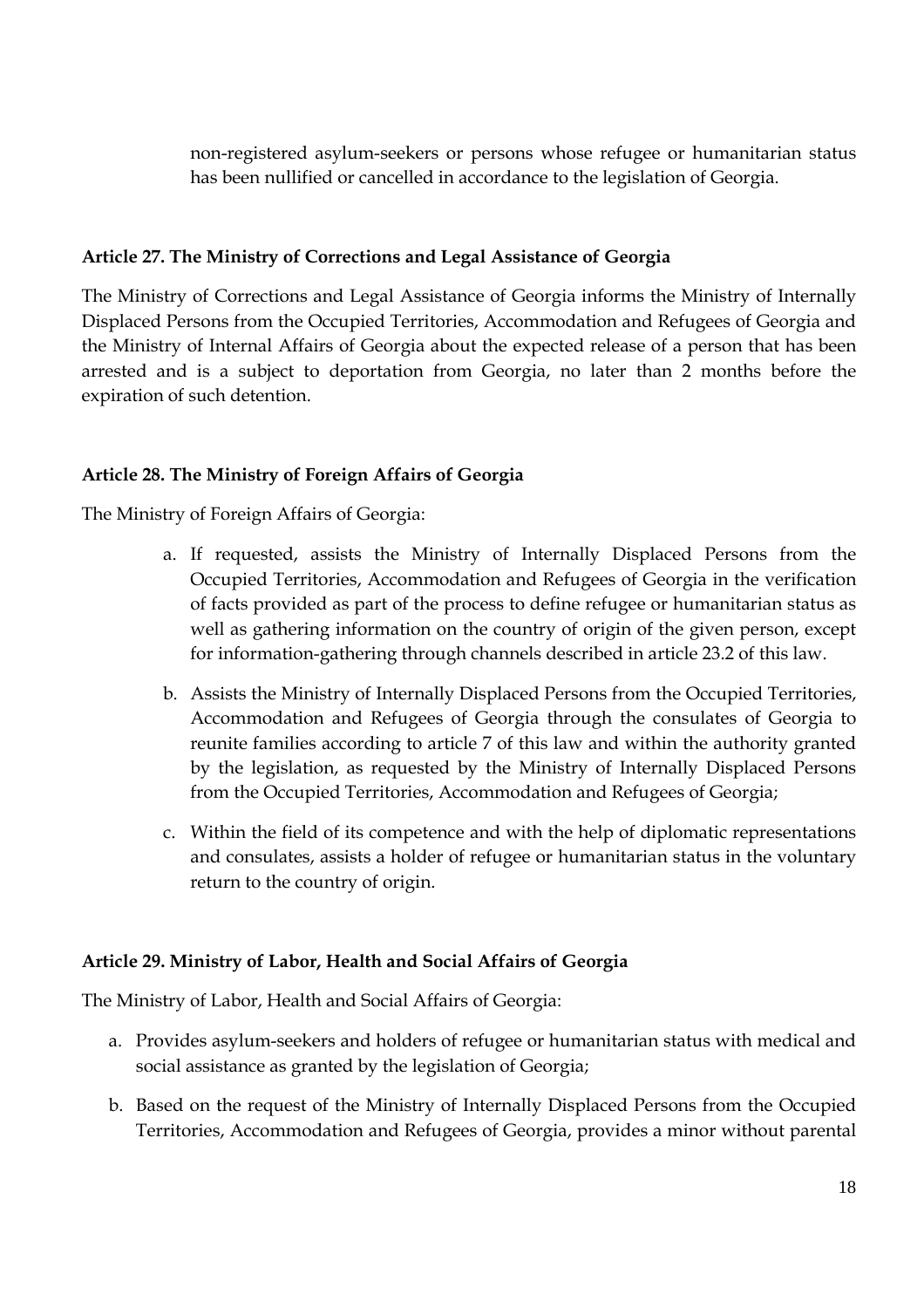non-registered asylum-seekers or persons whose refugee or humanitarian status has been nullified or cancelled in accordance to the legislation of Georgia.

**Article 27. The Ministry of Corrections and Legal Assistance of Georgia**

The Ministry of Corrections and Legal Assistance of Georgia informs the Ministry of Internally Displaced Persons from the Occupied Territories, Accommodation and Refugees of Georgia and the Ministry of Internal Affairs of Georgia about the expected release of a person that has been arrested and is a subject to deportation from Georgia, no later than 2 months before the expiration of such detention.

**Article 28. The Ministry of Foreign Affairs of Georgia**

The Ministry of Foreign Affairs of Georgia:

a. If requested, assists the Ministry of Internally Displaced Persons from the Occupied Territories, Accommodation and Refugees of Georgia in the verification of facts provided as part of the process to define refugee or humanitarian status as well as gathering information on the country of origin of the given person, except for information-gathering through channels described in article 23.2 of this law.

b. Assists the Ministry of Internally Displaced Persons from the Occupied Territories, Accommodation and Refugees of Georgia through the consulates of Georgia to reunite families according to article 7 of this law and within the authority granted by the legislation, as requested by the Ministry of Internally Displaced Persons from the Occupied Territories, Accommodation and Refugees of Georgia;

c. Within the field of its competence and with the help of diplomatic representations and consulates, assists a holder of refugee or humanitarian status in the voluntary return to the country of origin.

**Article 29. Ministry of Labor, Health and Social Affairs of Georgia**

The Ministry of Labor, Health and Social Affairs of Georgia:

a. Provides asylum-seekers and holders of refugee or humanitarian status with medical and social assistance as granted by the legislation of Georgia;

b. Based on the request of the Ministry of Internally Displaced Persons from the Occupied Territories, Accommodation and Refugees of Georgia, provides a minor without parental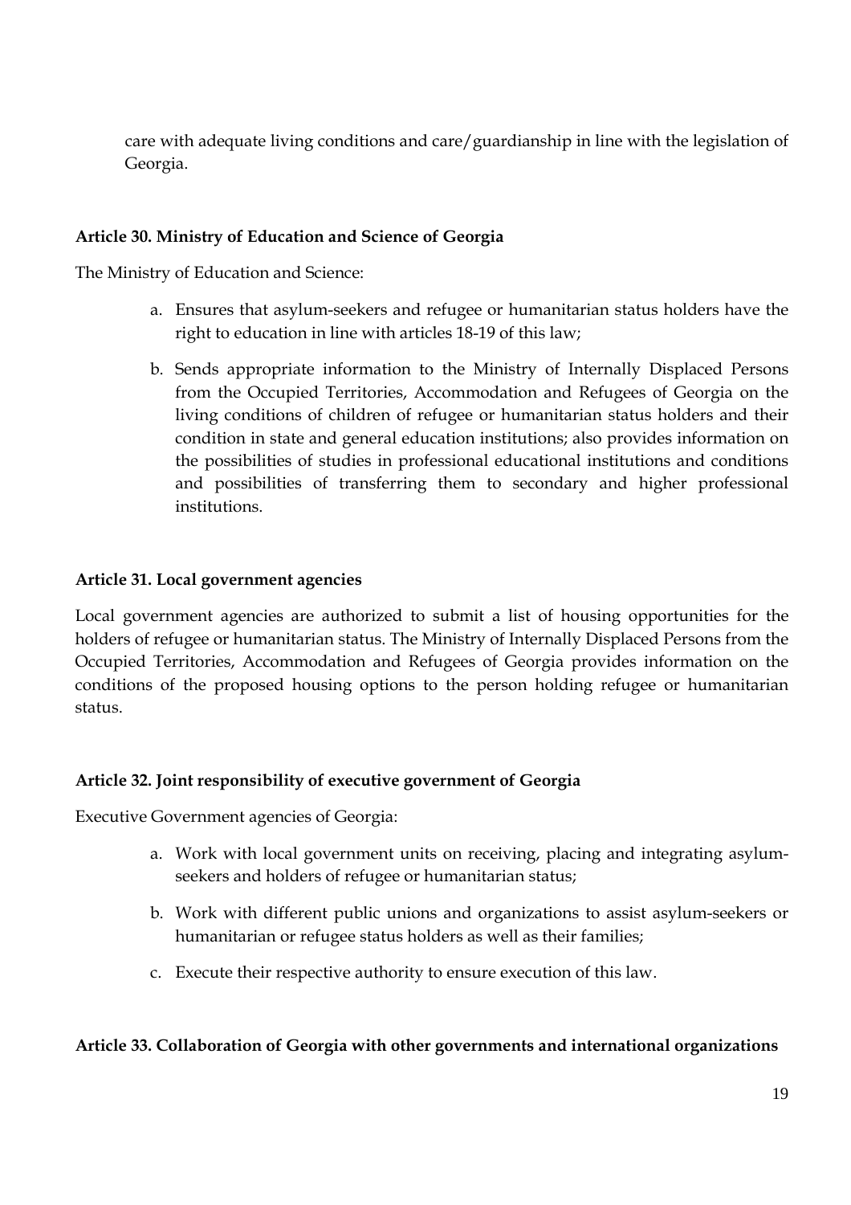care with adequate living conditions and care/guardianship in line with the legislation of Georgia.

**Article 30. Ministry of Education and Science of Georgia**

The Ministry of Education and Science:

a. Ensures that asylum-seekers and refugee or humanitarian status holders have the right to education in line with articles 18-19 of this law;

b. Sends appropriate information to the Ministry of Internally Displaced Persons from the Occupied Territories, Accommodation and Refugees of Georgia on the living conditions of children of refugee or humanitarian status holders and their condition in state and general education institutions; also provides information on the possibilities of studies in professional educational institutions and conditions and possibilities of transferring them to secondary and higher professional institutions.

**Article 31. Local government agencies**

Local government agencies are authorized to submit a list of housing opportunities for the holders of refugee or humanitarian status. The Ministry of Internally Displaced Persons from the Occupied Territories, Accommodation and Refugees of Georgia provides information on the conditions of the proposed housing options to the person holding refugee or humanitarian status.

**Article 32. Joint responsibility of executive government of Georgia**

Executive Government agencies of Georgia:

a. Work with local government units on receiving, placing and integrating asylum-seekers and holders of refugee or humanitarian status;

b. Work with different public unions and organizations to assist asylum-seekers or humanitarian or refugee status holders as well as their families;

c. Execute their respective authority to ensure execution of this law.

**Article 33. Collaboration of Georgia with other governments and international organizations**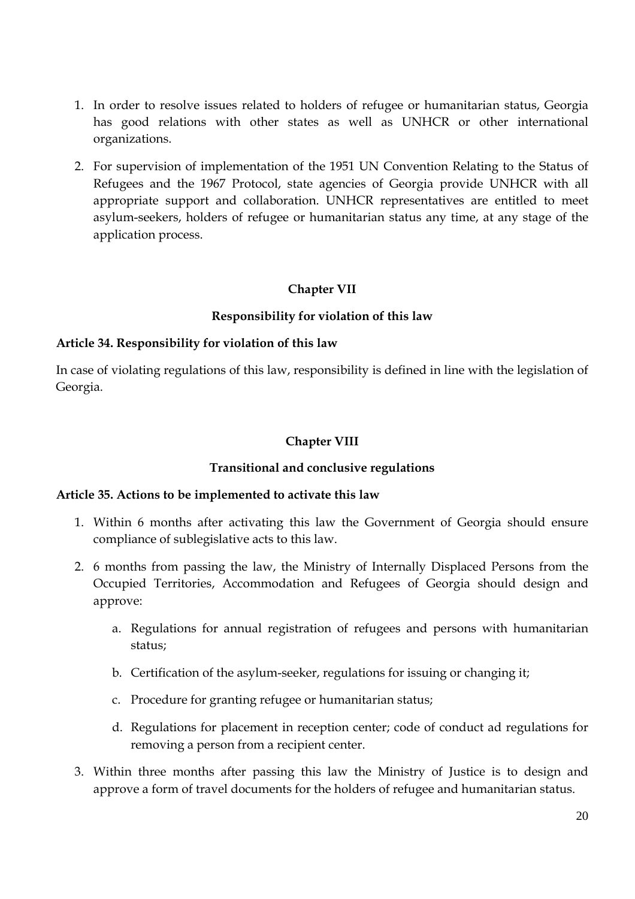1. In order to resolve issues related to holders of refugee or humanitarian status, Georgia has good relations with other states as well as UNHCR or other international organizations.

2. For supervision of implementation of the 1951 UN Convention Relating to the Status of Refugees and the 1967 Protocol, state agencies of Georgia provide UNHCR with all appropriate support and collaboration. UNHCR representatives are entitled to meet asylum-seekers, holders of refugee or humanitarian status any time, at any stage of the application process.

## Chapter VII

## Responsibility for violation of this law

### Article 34. Responsibility for violation of this law

In case of violating regulations of this law, responsibility is defined in line with the legislation of Georgia.

## Chapter VIII

## Transitional and conclusive regulations

### Article 35. Actions to be implemented to activate this law

1. Within 6 months after activating this law the Government of Georgia should ensure compliance of sublegislative acts to this law.

2. 6 months from passing the law, the Ministry of Internally Displaced Persons from the Occupied Territories, Accommodation and Refugees of Georgia should design and approve:

   a. Regulations for annual registration of refugees and persons with humanitarian status;

   b. Certification of the asylum-seeker, regulations for issuing or changing it;

   c. Procedure for granting refugee or humanitarian status;

   d. Regulations for placement in reception center; code of conduct ad regulations for removing a person from a recipient center.

3. Within three months after passing this law the Ministry of Justice is to design and approve a form of travel documents for the holders of refugee and humanitarian status.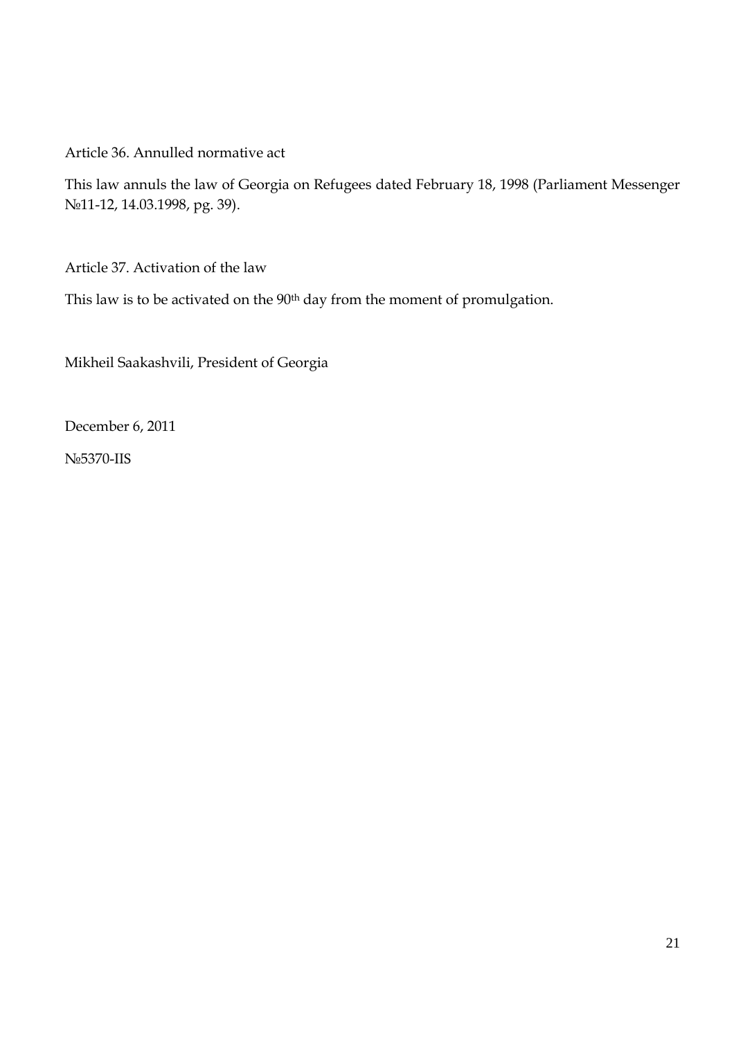Article 36. Annulled normative act

This law annuls the law of Georgia on Refugees dated February 18, 1998 (Parliament Messenger №11-12, 14.03.1998, pg. 39).

Article 37. Activation of the law

This law is to be activated on the 90th day from the moment of promulgation.

Mikheil Saakashvili, President of Georgia

December 6, 2011

№5370-IIS